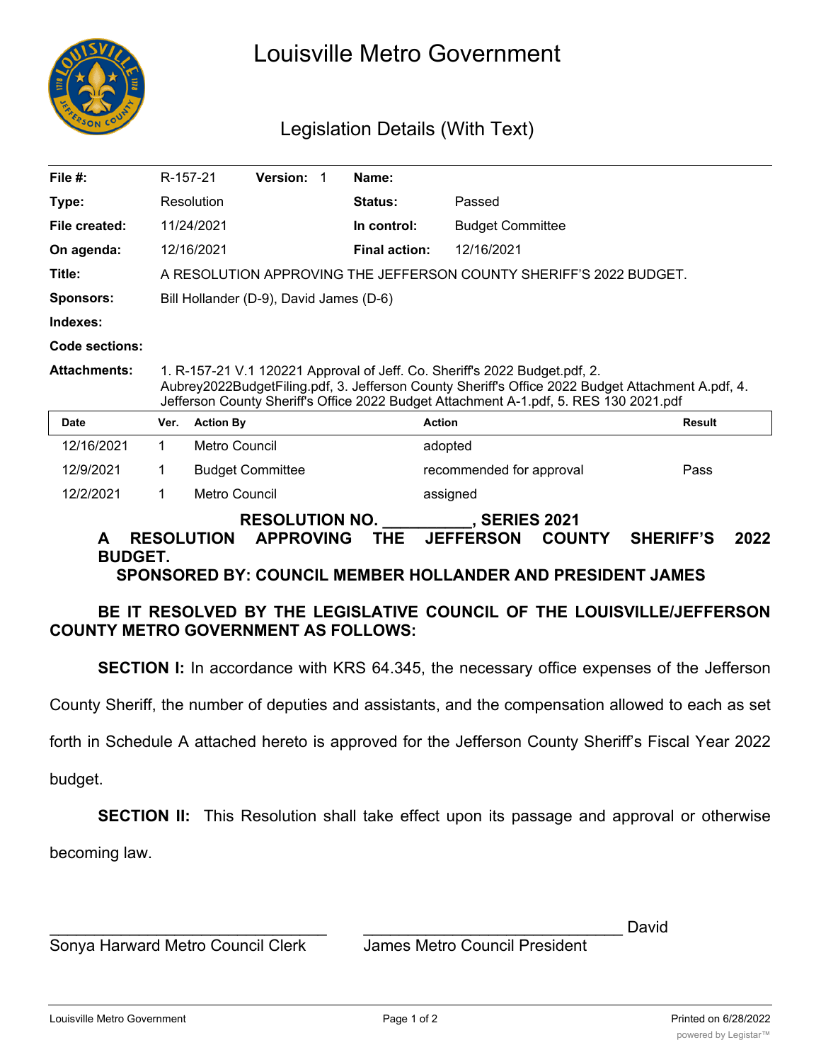# Louisville Metro Government

## Legislation Details (With Text)

| | | | |
|---|---|---|---|
| **File #:** | R-157-21 **Version:** 1 | **Name:** | |
| **Type:** | Resolution | **Status:** | Passed |
| **File created:** | 11/24/2021 | **In control:** | Budget Committee |
| **On agenda:** | 12/16/2021 | **Final action:** | 12/16/2021 |
| **Title:** | A RESOLUTION APPROVING THE JEFFERSON COUNTY SHERIFF'S 2022 BUDGET. | | |
| **Sponsors:** | Bill Hollander (D-9), David James (D-6) | | |
| **Indexes:** | | | |
| **Code sections:** | | | |
| **Attachments:** | 1. R-157-21 V.1 120221 Approval of Jeff. Co. Sheriff's 2022 Budget.pdf, 2. Aubrey2022BudgetFiling.pdf, 3. Jefferson County Sheriff's Office 2022 Budget Attachment A.pdf, 4. Jefferson County Sheriff's Office 2022 Budget Attachment A-1.pdf, 5. RES 130 2021.pdf | | |

| Date | Ver. | Action By | Action | Result |
|---|---|---|---|---|
| 12/16/2021 | 1 | Metro Council | adopted | |
| 12/9/2021 | 1 | Budget Committee | recommended for approval | Pass |
| 12/2/2021 | 1 | Metro Council | assigned | |

**RESOLUTION NO. \_\_\_\_\_\_\_\_\_\_, SERIES 2021**

**A RESOLUTION APPROVING THE JEFFERSON COUNTY SHERIFF'S 2022 BUDGET.**

**SPONSORED BY: COUNCIL MEMBER HOLLANDER AND PRESIDENT JAMES**

**BE IT RESOLVED BY THE LEGISLATIVE COUNCIL OF THE LOUISVILLE/JEFFERSON COUNTY METRO GOVERNMENT AS FOLLOWS:**

**SECTION I:** In accordance with KRS 64.345, the necessary office expenses of the Jefferson County Sheriff, the number of deputies and assistants, and the compensation allowed to each as set forth in Schedule A attached hereto is approved for the Jefferson County Sheriff's Fiscal Year 2022 budget.

**SECTION II:** This Resolution shall take effect upon its passage and approval or otherwise becoming law.

\_\_\_\_\_\_\_\_\_\_\_\_\_\_\_\_\_\_\_\_\_\_\_\_\_\_\_\_\_\_
Sonya Harward Metro Council Clerk

\_\_\_\_\_\_\_\_\_\_\_\_\_\_\_\_\_\_\_\_\_\_\_\_\_\_\_\_\_\_ David James Metro Council President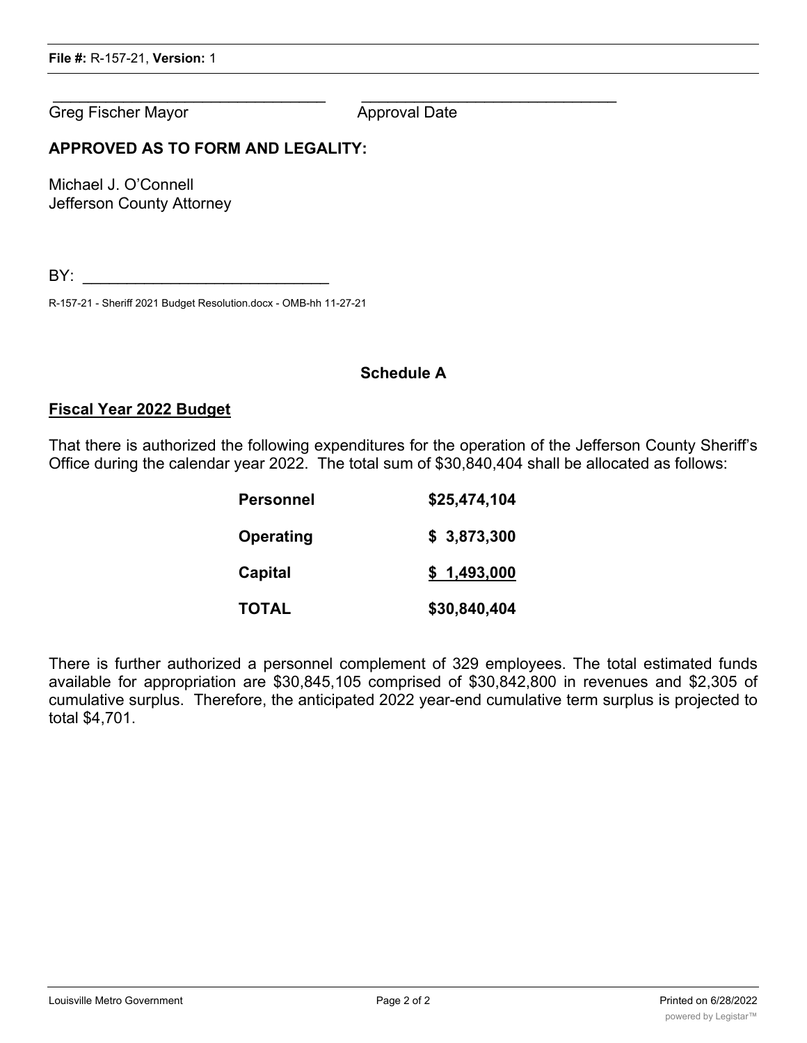_________________________________ _______________________________

Greg Fischer Mayor Approval Date

**APPROVED AS TO FORM AND LEGALITY:**

Michael J. O'Connell
Jefferson County Attorney

BY: _____________________________

R-157-21 - Sheriff 2021 Budget Resolution.docx - OMB-hh 11-27-21

**Schedule A**

**Fiscal Year 2022 Budget**

That there is authorized the following expenditures for the operation of the Jefferson County Sheriff's Office during the calendar year 2022. The total sum of $30,840,404 shall be allocated as follows:

| | |
|---|---|
| **Personnel** | **$25,474,104** |
| **Operating** | **$ 3,873,300** |
| **Capital** | **$ 1,493,000** |
| **TOTAL** | **$30,840,404** |

There is further authorized a personnel complement of 329 employees. The total estimated funds available for appropriation are $30,845,105 comprised of $30,842,800 in revenues and $2,305 of cumulative surplus. Therefore, the anticipated 2022 year-end cumulative term surplus is projected to total $4,701.